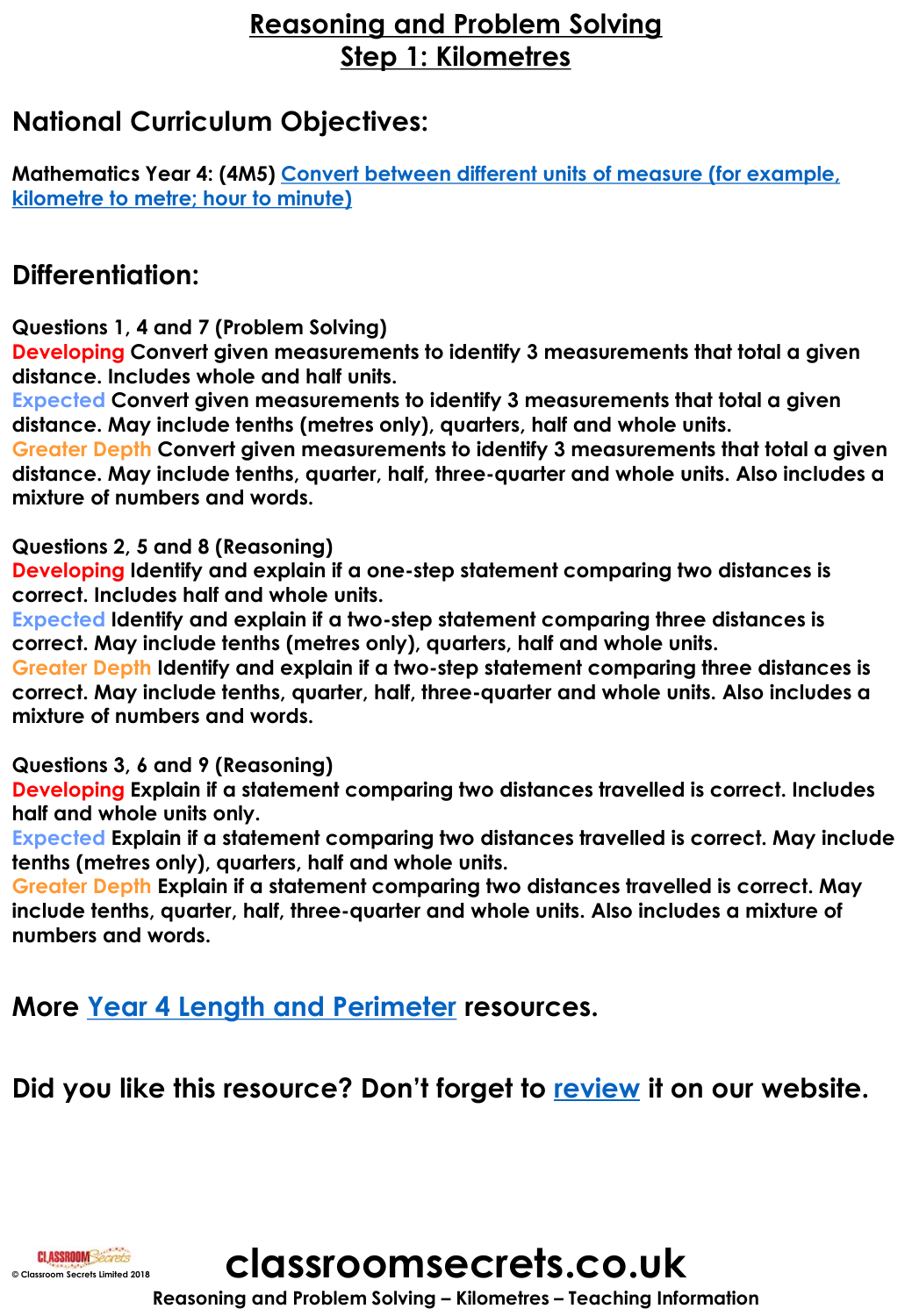# Reasoning and Problem Solving
# Step 1: Kilometres

## National Curriculum Objectives:

**Mathematics Year 4: (4M5)** Convert between different units of measure (for example, kilometre to metre; hour to minute)

## Differentiation:

**Questions 1, 4 and 7 (Problem Solving)**
**Developing** Convert given measurements to identify 3 measurements that total a given distance. Includes whole and half units.
**Expected** Convert given measurements to identify 3 measurements that total a given distance. May include tenths (metres only), quarters, half and whole units.
**Greater Depth** Convert given measurements to identify 3 measurements that total a given distance. May include tenths, quarter, half, three-quarter and whole units. Also includes a mixture of numbers and words.

**Questions 2, 5 and 8 (Reasoning)**
**Developing** Identify and explain if a one-step statement comparing two distances is correct. Includes half and whole units.
**Expected** Identify and explain if a two-step statement comparing three distances is correct. May include tenths (metres only), quarters, half and whole units.
**Greater Depth** Identify and explain if a two-step statement comparing three distances is correct. May include tenths, quarter, half, three-quarter and whole units. Also includes a mixture of numbers and words.

**Questions 3, 6 and 9 (Reasoning)**
**Developing** Explain if a statement comparing two distances travelled is correct. Includes half and whole units only.
**Expected** Explain if a statement comparing two distances travelled is correct. May include tenths (metres only), quarters, half and whole units.
**Greater Depth** Explain if a statement comparing two distances travelled is correct. May include tenths, quarter, half, three-quarter and whole units. Also includes a mixture of numbers and words.

## More Year 4 Length and Perimeter resources.

## Did you like this resource? Don't forget to review it on our website.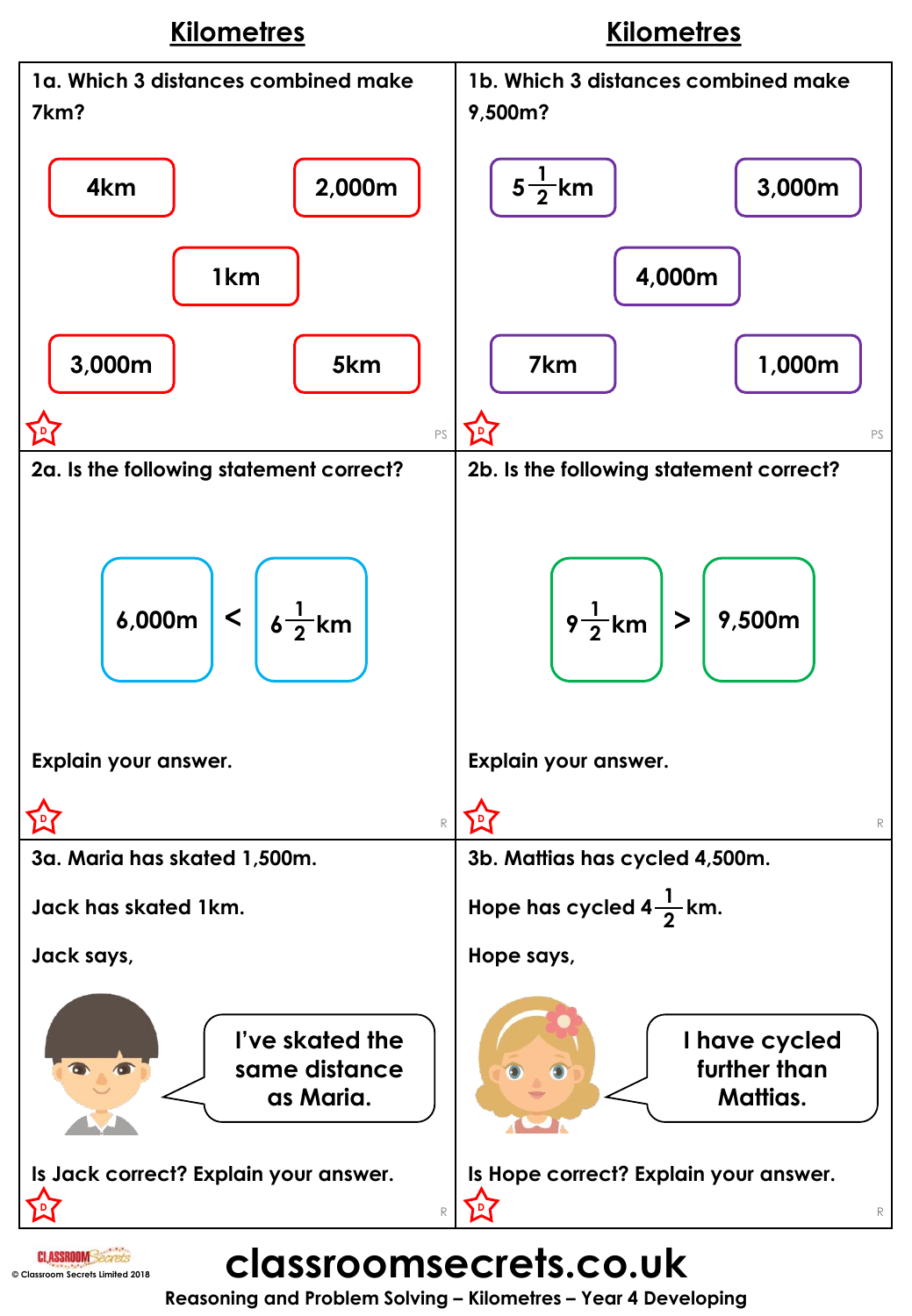## Kilometres

1a. Which 3 distances combined make 7km?

4km | 2,000m | 1km | 3,000m | 5km

PS

1b. Which 3 distances combined make 9,500m?

$5\frac{1}{2}$km | 3,000m | 4,000m | 7km | 1,000m

PS

2a. Is the following statement correct?

6,000m < $6\frac{1}{2}$km

Explain your answer.

R

2b. Is the following statement correct?

$9\frac{1}{2}$km > 9,500m

Explain your answer.

R

3a. Maria has skated 1,500m.

Jack has skated 1km.

Jack says,

> I've skated the same distance as Maria.

Is Jack correct? Explain your answer.

R

3b. Mattias has cycled 4,500m.

Hope has cycled $4\frac{1}{2}$km.

Hope says,

> I have cycled further than Mattias.

Is Hope correct? Explain your answer.

R

© Classroom Secrets Limited 2018

classroomsecrets.co.uk

Reasoning and Problem Solving – Kilometres – Year 4 Developing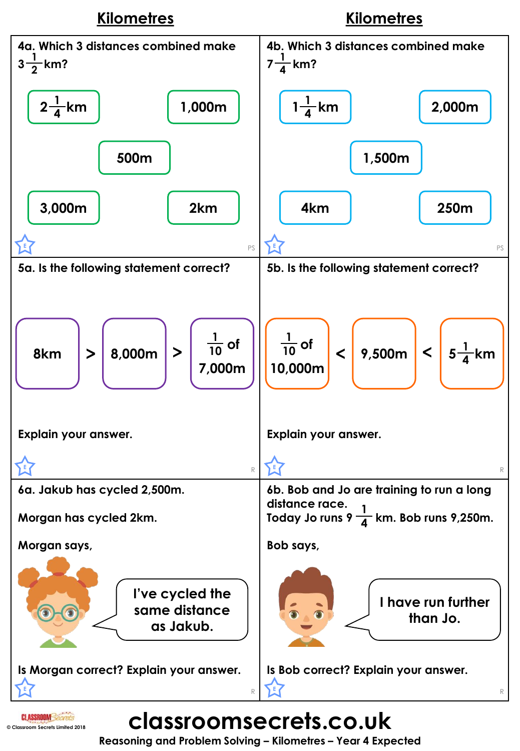## Kilometres

**4a.** Which 3 distances combined make $3\frac{1}{2}$ km?

$2\frac{1}{4}$ km | 1,000m | 500m | 3,000m | 2km

**4b.** Which 3 distances combined make $7\frac{1}{4}$ km?

$1\frac{1}{4}$ km | 2,000m | 1,500m | 4km | 250m

**5a.** Is the following statement correct?

8km > 8,000m > $\frac{1}{10}$ of 7,000m

Explain your answer.

**5b.** Is the following statement correct?

$\frac{1}{10}$ of 10,000m < 9,500m < $5\frac{1}{4}$ km

Explain your answer.

**6a.** Jakub has cycled 2,500m.

Morgan has cycled 2km.

Morgan says,

> I've cycled the same distance as Jakub.

Is Morgan correct? Explain your answer.

**6b.** Bob and Jo are training to run a long distance race.
Today Jo runs $9\frac{1}{4}$ km. Bob runs 9,250m.

Bob says,

> I have run further than Jo.

Is Bob correct? Explain your answer.

classroomsecrets.co.uk

Reasoning and Problem Solving – Kilometres – Year 4 Expected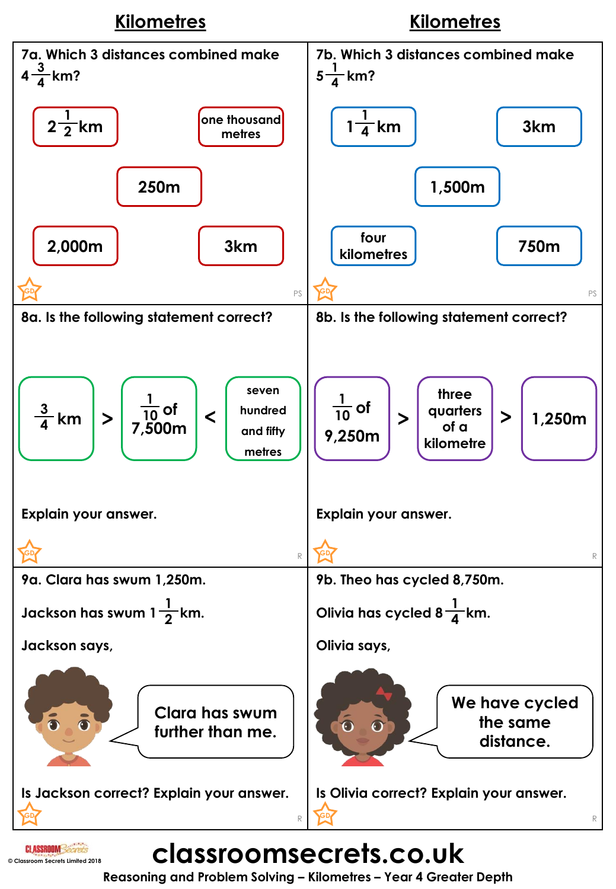## Kilometres

**7a.** Which 3 distances combined make $4\frac{3}{4}$ km?

- $2\frac{1}{2}$ km
- one thousand metres
- 250m
- 2,000m
- 3km

PS

## Kilometres

**7b.** Which 3 distances combined make $5\frac{1}{4}$ km?

- $1\frac{1}{4}$ km
- 3km
- 1,500m
- four kilometres
- 750m

PS

**8a.** Is the following statement correct?

$\frac{3}{4}$ km > $\frac{1}{10}$ of 7,500m < seven hundred and fifty metres

Explain your answer.

R

**8b.** Is the following statement correct?

$\frac{1}{10}$ of 9,250m > three quarters of a kilometre > 1,250m

Explain your answer.

R

**9a.** Clara has swum 1,250m.

Jackson has swum $1\frac{1}{2}$ km.

Jackson says,

> Clara has swum further than me.

Is Jackson correct? Explain your answer.

R

**9b.** Theo has cycled 8,750m.

Olivia has cycled $8\frac{1}{4}$ km.

Olivia says,

> We have cycled the same distance.

Is Olivia correct? Explain your answer.

R

Reasoning and Problem Solving – Kilometres – Year 4 Greater Depth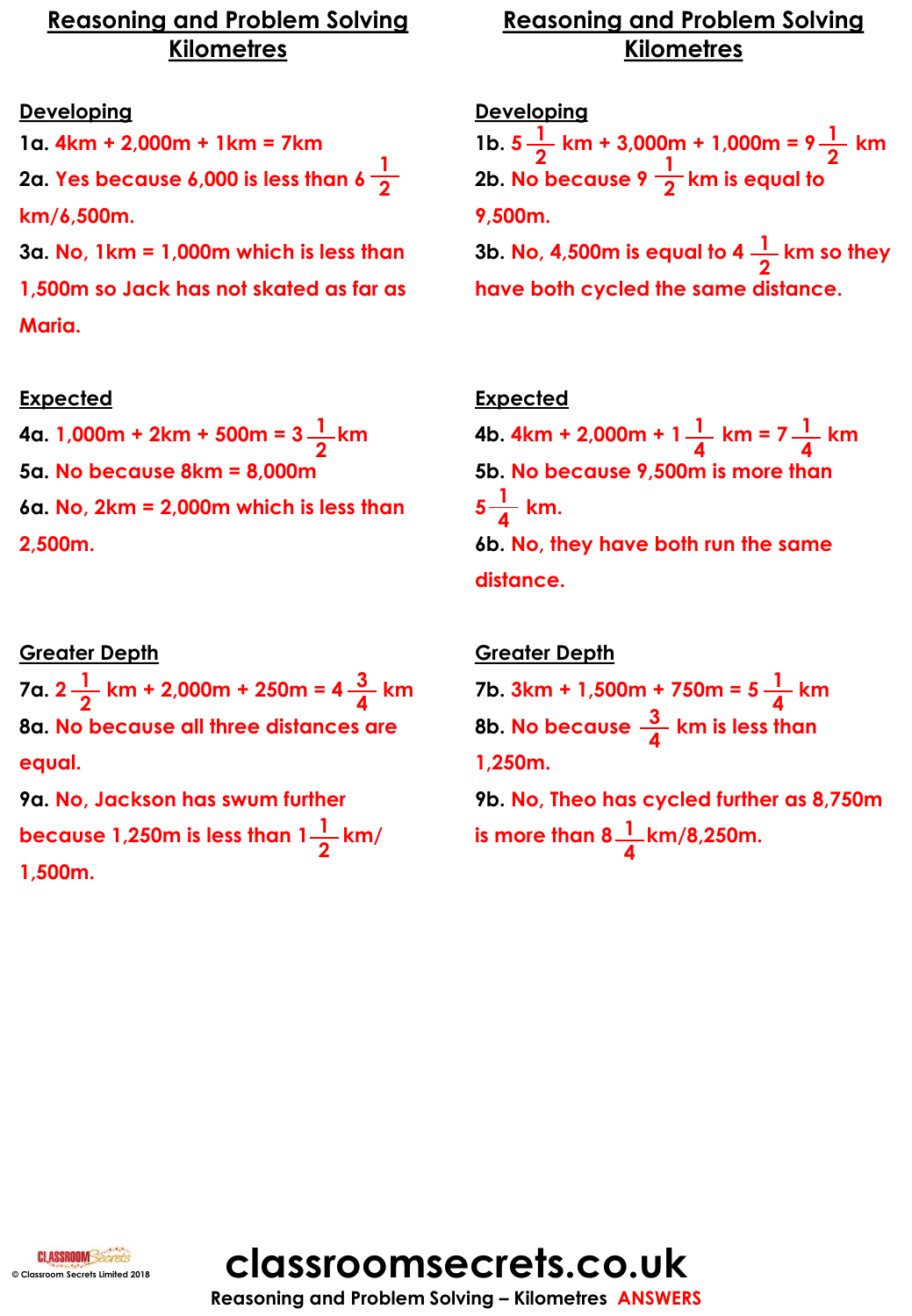## Reasoning and Problem Solving Kilometres

### Developing

**1a.** 4km + 2,000m + 1km = 7km

**2a.** Yes because 6,000 is less than $6\frac{1}{2}$ km/6,500m.

**3a.** No, 1km = 1,000m which is less than 1,500m so Jack has not skated as far as Maria.

### Expected

**4a.** 1,000m + 2km + 500m = $3\frac{1}{2}$km

**5a.** No because 8km = 8,000m

**6a.** No, 2km = 2,000m which is less than 2,500m.

### Greater Depth

**7a.** $2\frac{1}{2}$ km + 2,000m + 250m = $4\frac{3}{4}$ km

**8a.** No because all three distances are equal.

**9a.** No, Jackson has swum further because 1,250m is less than $1\frac{1}{2}$km/ 1,500m.

## Reasoning and Problem Solving Kilometres

### Developing

**1b.** $5\frac{1}{2}$ km + 3,000m + 1,000m = $9\frac{1}{2}$ km

**2b.** No because $9\frac{1}{2}$km is equal to 9,500m.

**3b.** No, 4,500m is equal to $4\frac{1}{2}$ km so they have both cycled the same distance.

### Expected

**4b.** 4km + 2,000m + $1\frac{1}{4}$ km = $7\frac{1}{4}$ km

**5b.** No because 9,500m is more than $5\frac{1}{4}$ km.

**6b.** No, they have both run the same distance.

### Greater Depth

**7b.** 3km + 1,500m + 750m = $5\frac{1}{4}$ km

**8b.** No because $\frac{3}{4}$ km is less than 1,250m.

**9b.** No, Theo has cycled further as 8,750m is more than $8\frac{1}{4}$km/8,250m.

classroomsecrets.co.uk

Reasoning and Problem Solving – Kilometres ANSWERS